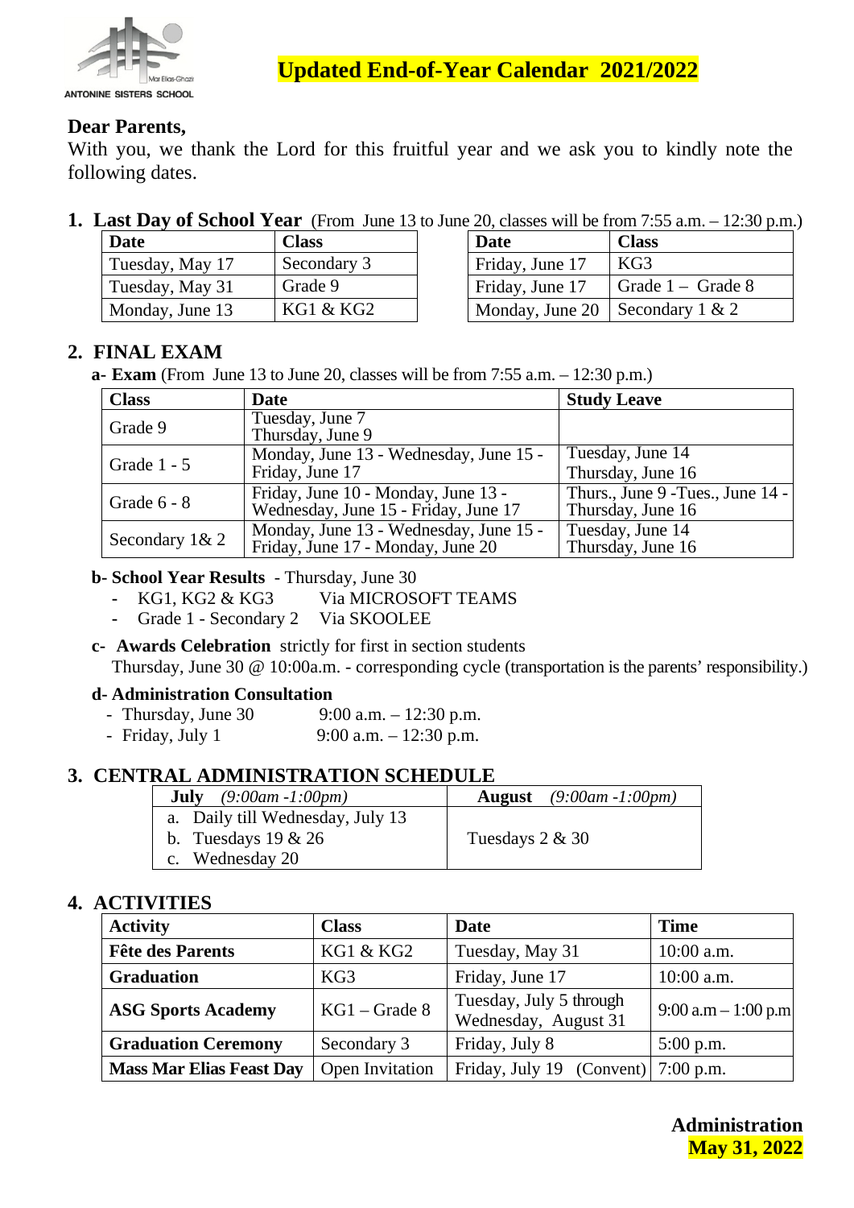ANTONINE SISTERS SCHOOL

# Updated End-of-Year Calendar 2021/2022

**Dear Parents,**

With you, we thank the Lord for this fruitful year and we ask you to kindly note the following dates.

## 1. Last Day of School Year (From June 13 to June 20, classes will be from 7:55 a.m. – 12:30 p.m.)

| Date | Class |
|---|---|
| Tuesday, May 17 | Secondary 3 |
| Tuesday, May 31 | Grade 9 |
| Monday, June 13 | KG1 & KG2 |

| Date | Class |
|---|---|
| Friday, June 17 | KG3 |
| Friday, June 17 | Grade 1 – Grade 8 |
| Monday, June 20 | Secondary 1 & 2 |

## 2. FINAL EXAM

**a- Exam** (From June 13 to June 20, classes will be from 7:55 a.m. – 12:30 p.m.)

| Class | Date | Study Leave |
|---|---|---|
| Grade 9 | Tuesday, June 7<br>Thursday, June 9 | |
| Grade 1 - 5 | Monday, June 13 - Wednesday, June 15 - Friday, June 17 | Tuesday, June 14<br>Thursday, June 16 |
| Grade 6 - 8 | Friday, June 10 - Monday, June 13 - Wednesday, June 15 - Friday, June 17 | Thurs., June 9 -Tues., June 14 - Thursday, June 16 |
| Secondary 1& 2 | Monday, June 13 - Wednesday, June 15 - Friday, June 17 - Monday, June 20 | Tuesday, June 14<br>Thursday, June 16 |

**b- School Year Results** - Thursday, June 30

- KG1, KG2 & KG3 Via MICROSOFT TEAMS
- Grade 1 - Secondary 2 Via SKOOLEE

**c- Awards Celebration** strictly for first in section students

Thursday, June 30 @ 10:00a.m. - corresponding cycle (transportation is the parents' responsibility.)

**d- Administration Consultation**

- Thursday, June 30 9:00 a.m. – 12:30 p.m.
- Friday, July 1 9:00 a.m. – 12:30 p.m.

## 3. CENTRAL ADMINISTRATION SCHEDULE

| **July** *(9:00am -1:00pm)* | **August** *(9:00am -1:00pm)* |
|---|---|
| a. Daily till Wednesday, July 13<br>b. Tuesdays 19 & 26<br>c. Wednesday 20 | Tuesdays 2 & 30 |

## 4. ACTIVITIES

| Activity | Class | Date | Time |
|---|---|---|---|
| **Fête des Parents** | KG1 & KG2 | Tuesday, May 31 | 10:00 a.m. |
| **Graduation** | KG3 | Friday, June 17 | 10:00 a.m. |
| **ASG Sports Academy** | KG1 – Grade 8 | Tuesday, July 5 through Wednesday, August 31 | 9:00 a.m – 1:00 p.m |
| **Graduation Ceremony** | Secondary 3 | Friday, July 8 | 5:00 p.m. |
| **Mass Mar Elias Feast Day** | Open Invitation | Friday, July 19 (Convent) | 7:00 p.m. |

**Administration**

**May 31, 2022**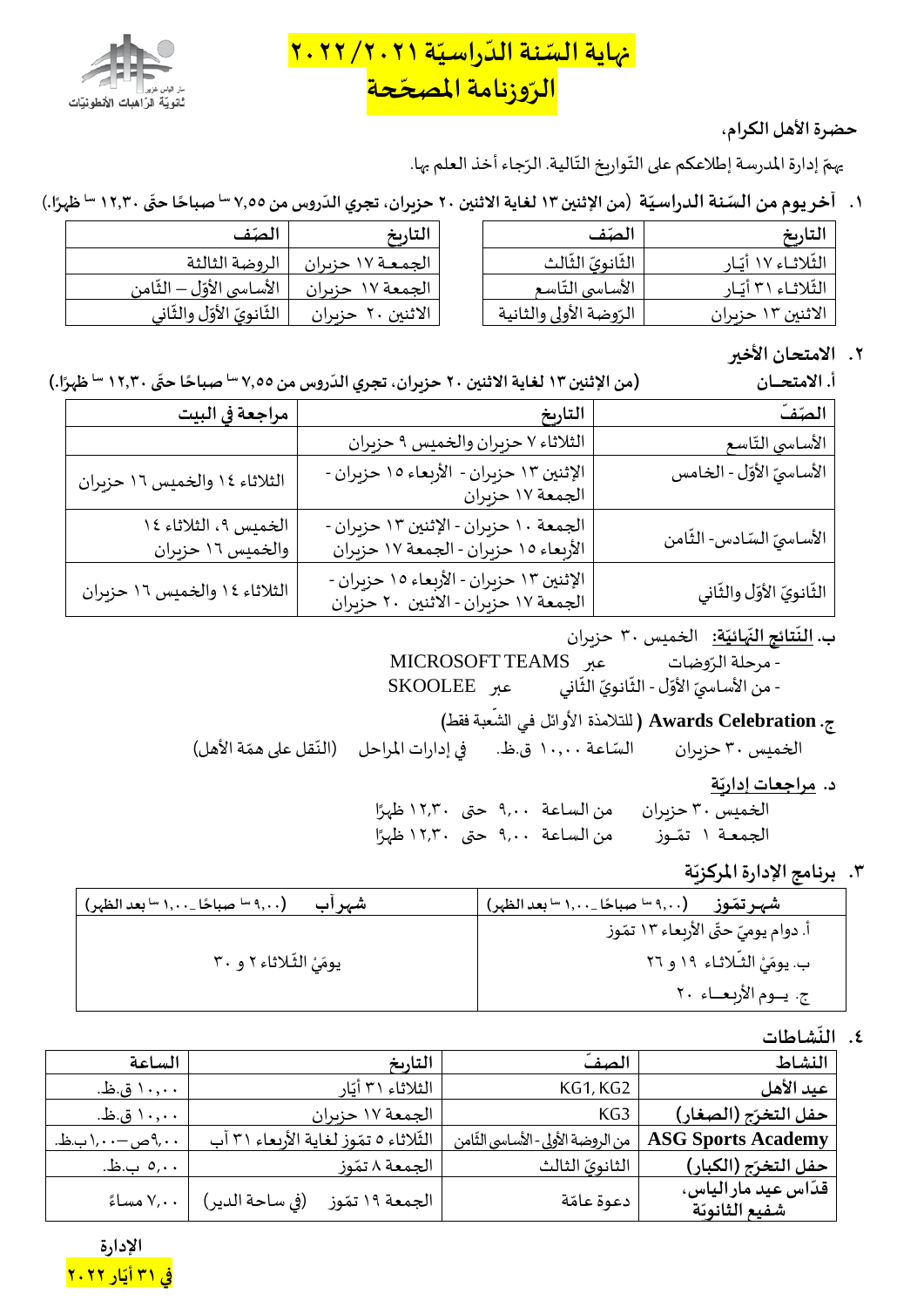# نهاية السّنة الدّراسيّة ٢٠٢١/٢٠٢٢

# الرّوزنامة المصحّحة

سان الياس غزير
ثانويّة الرّاهبات الأنطونيّات

**حضرة الأهل الكرام،**

يهمّ إدارة المدرسة إطلاعكم على التّواريخ التّالية. الرّجاء أخذ العلم بها.

**١. آخر يوم من السّنة الدراسيّة (من الإثنين ١٣ لغاية الاثنين ٢٠ حزيران، تجري الدّروس من ٧,٥٥ س صباحًا حتّى ١٢,٣٠ س ظهرًا.)**

| التاريخ | الصّف |
|---|---|
| الثّلاثاء ١٧ أيّار | الثّانويّ الثّالث |
| الثّلاثاء ٣١ أيّار | الأساسي التّاسع |
| الاثنين ١٣ حزيران | الرّوضة الأولى والثانية |

| التاريخ | الصّف |
|---|---|
| الجمعة ١٧ حزيران | الروضة الثالثة |
| الجمعة ١٧ حزيران | الأساسي الأوّل – الثّامن |
| الاثنين ٢٠ حزيران | الثّانويّ الأوّل والثّاني |

**٢. الامتحان الأخير**

**أ. الامتحـان (من الإثنين ١٣ لغاية الاثنين ٢٠ حزيران، تجري الدّروس من ٧,٥٥ س صباحًا حتّى ١٢,٣٠ س ظهرًا.)**

| الصّفّ | التاريخ | مراجعة في البيت |
|---|---|---|
| الأساسي التّاسع | الثلاثاء ٧ حزيران والخميس ٩ حزيران | |
| الأساسيّ الأوّل - الخامس | الإثنين ١٣ حزيران - الأربعاء ١٥ حزيران - الجمعة ١٧ حزيران | الثلاثاء ١٤ والخميس ١٦ حزيران |
| الأساسيّ السّادس- الثّامن | الجمعة ١٠ حزيران - الإثنين ١٣ حزيران - الأربعاء ١٥ حزيران - الجمعة ١٧ حزيران | الخميس ٩، الثلاثاء ١٤ والخميس ١٦ حزيران |
| الثّانويّ الأوّل والثّاني | الإثنين ١٣ حزيران - الأربعاء ١٥ حزيران - الجمعة ١٧ حزيران - الاثنين ٢٠ حزيران | الثلاثاء ١٤ والخميس ١٦ حزيران |

**ب. النّتائج النّهائيّة:** الخميس ٣٠ حزيران

- مرحلة الرّوضات عبر MICROSOFT TEAMS
- من الأساسيّ الأوّل - الثّانويّ الثّاني عبر SKOOLEE

**ج. Awards Celebration** (للتلامذة الأوائل في الشّعبة فقط)

الخميس ٣٠ حزيران السّاعة ١٠,٠٠ ق.ظ. في إدارات المراحل (النّقل على همّة الأهل)

**د. مراجعات إداريّة**

الخميس ٣٠ حزيران من الساعة ٩,٠٠ حتى ١٢,٣٠ ظهرًا
الجمعة ١ تمّوز من الساعة ٩,٠٠ حتى ١٢,٣٠ ظهرًا

**٣. برنامج الإدارة المركزيّة**

| شهر تمّوز (٩,٠٠ س صباحًا ـ ١,٠٠ س بعد الظهر) | شهر آب (٩,٠٠ س صباحًا ـ ١,٠٠ س بعد الظهر) |
|---|---|
| أ. دوام يوميّ حتّى الأربعاء ١٣ تمّوز<br>ب. يومَيْ الثّلاثاء ١٩ و ٢٦<br>ج. يوم الأربعاء ٢٠ | يومَيْ الثّلاثاء ٢ و ٣٠ |

**٤. النّشاطات**

| النشاط | الصفّ | التاريخ | الساعة |
|---|---|---|---|
| **عيد الأهل** | KG1, KG2 | الثلاثاء ٣١ أيّار | ١٠,٠٠ ق.ظ. |
| **حفل التخرّج (الصغار)** | KG3 | الجمعة ١٧ حزيران | ١٠,٠٠ ق.ظ. |
| **ASG Sports Academy** | من الروضة الأولى - الأساسي الثّامن | الثّلاثاء ٥ تمّوز لغاية الأربعاء ٣١ آب | ٩,٠٠ص – ١,٠٠ب.ظ. |
| **حفل التخرّج (الكبار)** | الثانويّ الثالث | الجمعة ٨ تمّوز | ٥,٠٠ ب.ظ. |
| **قدّاس عيد مار الياس، شفيع الثانويّة** | دعوة عامّة | الجمعة ١٩ تمّوز (في ساحة الدير) | ٧,٠٠ مساءً |

**الإدارة**

**في ٣١ أيّار ٢٠٢٢**